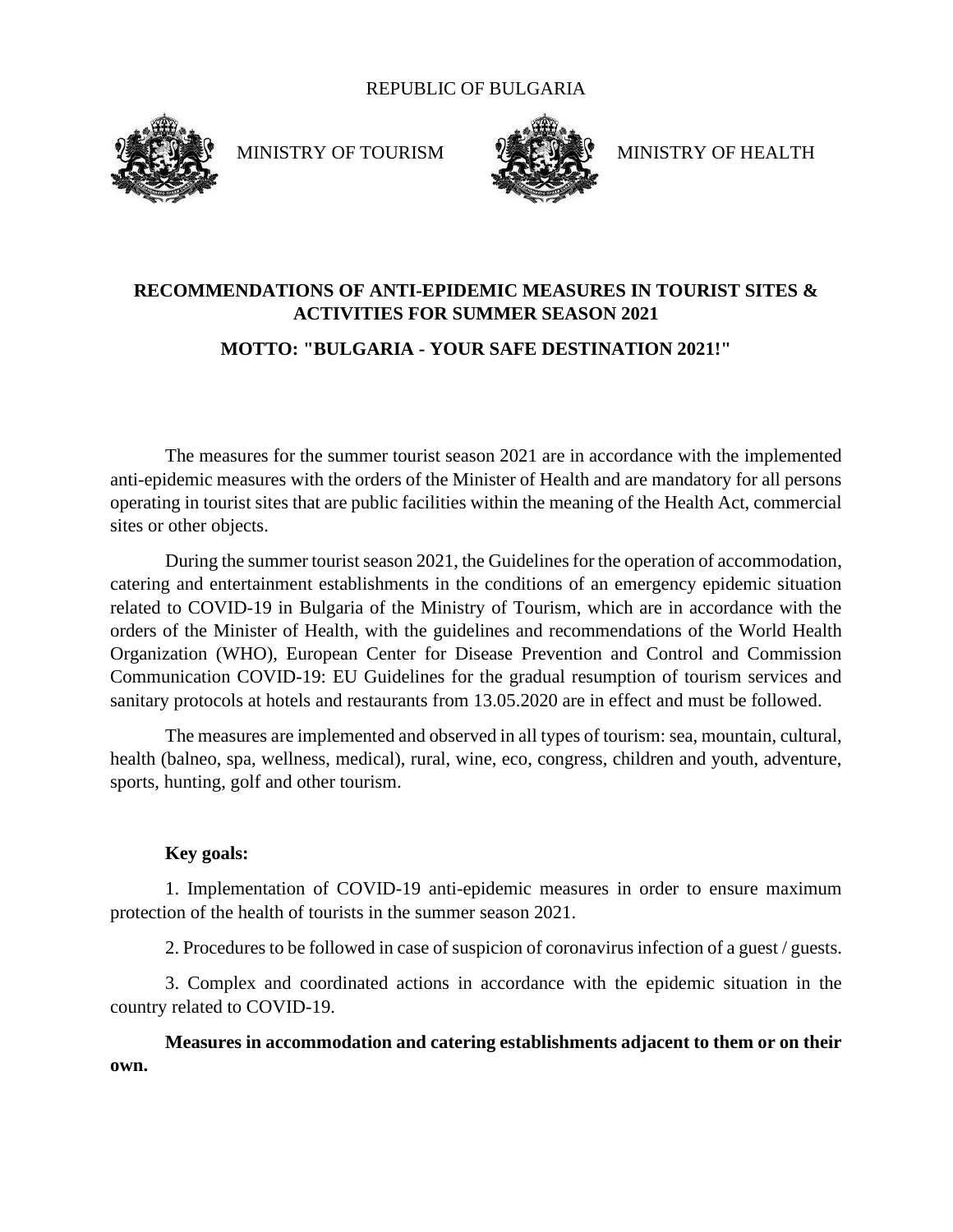REPUBLIC OF BULGARIA

MINISTRY OF TOURISM | MINISTRY OF HEALTH

# RECOMMENDATIONS OF ANTI-EPIDEMIC MEASURES IN TOURIST SITES & ACTIVITIES FOR SUMMER SEASON 2021

## MOTTO: "BULGARIA - YOUR SAFE DESTINATION 2021!"

The measures for the summer tourist season 2021 are in accordance with the implemented anti-epidemic measures with the orders of the Minister of Health and are mandatory for all persons operating in tourist sites that are public facilities within the meaning of the Health Act, commercial sites or other objects.

During the summer tourist season 2021, the Guidelines for the operation of accommodation, catering and entertainment establishments in the conditions of an emergency epidemic situation related to COVID-19 in Bulgaria of the Ministry of Tourism, which are in accordance with the orders of the Minister of Health, with the guidelines and recommendations of the World Health Organization (WHO), European Center for Disease Prevention and Control and Commission Communication COVID-19: EU Guidelines for the gradual resumption of tourism services and sanitary protocols at hotels and restaurants from 13.05.2020 are in effect and must be followed.

The measures are implemented and observed in all types of tourism: sea, mountain, cultural, health (balneo, spa, wellness, medical), rural, wine, eco, congress, children and youth, adventure, sports, hunting, golf and other tourism.

**Key goals:**

1. Implementation of COVID-19 anti-epidemic measures in order to ensure maximum protection of the health of tourists in the summer season 2021.

2. Procedures to be followed in case of suspicion of coronavirus infection of a guest / guests.

3. Complex and coordinated actions in accordance with the epidemic situation in the country related to COVID-19.

**Measures in accommodation and catering establishments adjacent to them or on their own.**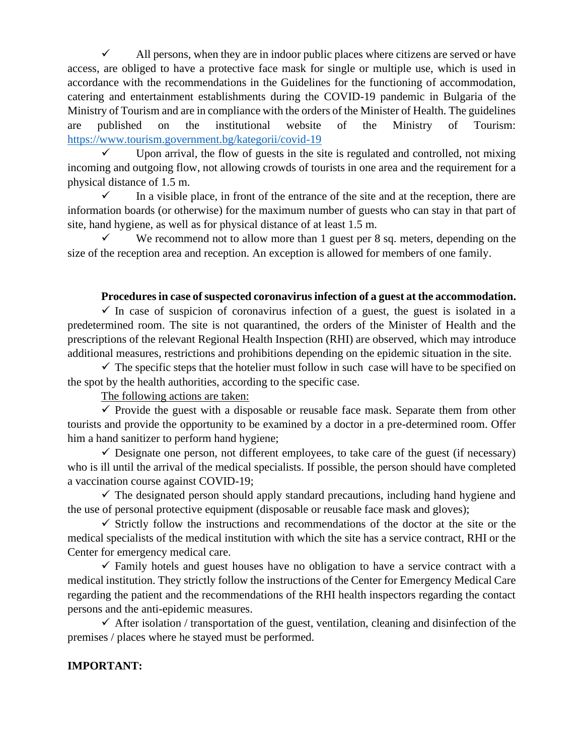- ✓ All persons, when they are in indoor public places where citizens are served or have access, are obliged to have a protective face mask for single or multiple use, which is used in accordance with the recommendations in the Guidelines for the functioning of accommodation, catering and entertainment establishments during the COVID-19 pandemic in Bulgaria of the Ministry of Tourism and are in compliance with the orders of the Minister of Health. The guidelines are published on the institutional website of the Ministry of Tourism: [https://www.tourism.government.bg/kategorii/covid-19](https://www.tourism.government.bg/kategorii/covid-19)
- ✓ Upon arrival, the flow of guests in the site is regulated and controlled, not mixing incoming and outgoing flow, not allowing crowds of tourists in one area and the requirement for a physical distance of 1.5 m.
- ✓ In a visible place, in front of the entrance of the site and at the reception, there are information boards (or otherwise) for the maximum number of guests who can stay in that part of site, hand hygiene, as well as for physical distance of at least 1.5 m.
- ✓ We recommend not to allow more than 1 guest per 8 sq. meters, depending on the size of the reception area and reception. An exception is allowed for members of one family.

**Procedures in case of suspected coronavirus infection of a guest at the accommodation.**

- ✓ In case of suspicion of coronavirus infection of a guest, the guest is isolated in a predetermined room. The site is not quarantined, the orders of the Minister of Health and the prescriptions of the relevant Regional Health Inspection (RHI) are observed, which may introduce additional measures, restrictions and prohibitions depending on the epidemic situation in the site.
- ✓ The specific steps that the hotelier must follow in such case will have to be specified on the spot by the health authorities, according to the specific case.

<u>The following actions are taken:</u>

- ✓ Provide the guest with a disposable or reusable face mask. Separate them from other tourists and provide the opportunity to be examined by a doctor in a pre-determined room. Offer him a hand sanitizer to perform hand hygiene;
- ✓ Designate one person, not different employees, to take care of the guest (if necessary) who is ill until the arrival of the medical specialists. If possible, the person should have completed a vaccination course against COVID-19;
- ✓ The designated person should apply standard precautions, including hand hygiene and the use of personal protective equipment (disposable or reusable face mask and gloves);
- ✓ Strictly follow the instructions and recommendations of the doctor at the site or the medical specialists of the medical institution with which the site has a service contract, RHI or the Center for emergency medical care.
- ✓ Family hotels and guest houses have no obligation to have a service contract with a medical institution. They strictly follow the instructions of the Center for Emergency Medical Care regarding the patient and the recommendations of the RHI health inspectors regarding the contact persons and the anti-epidemic measures.
- ✓ After isolation / transportation of the guest, ventilation, cleaning and disinfection of the premises / places where he stayed must be performed.

**IMPORTANT:**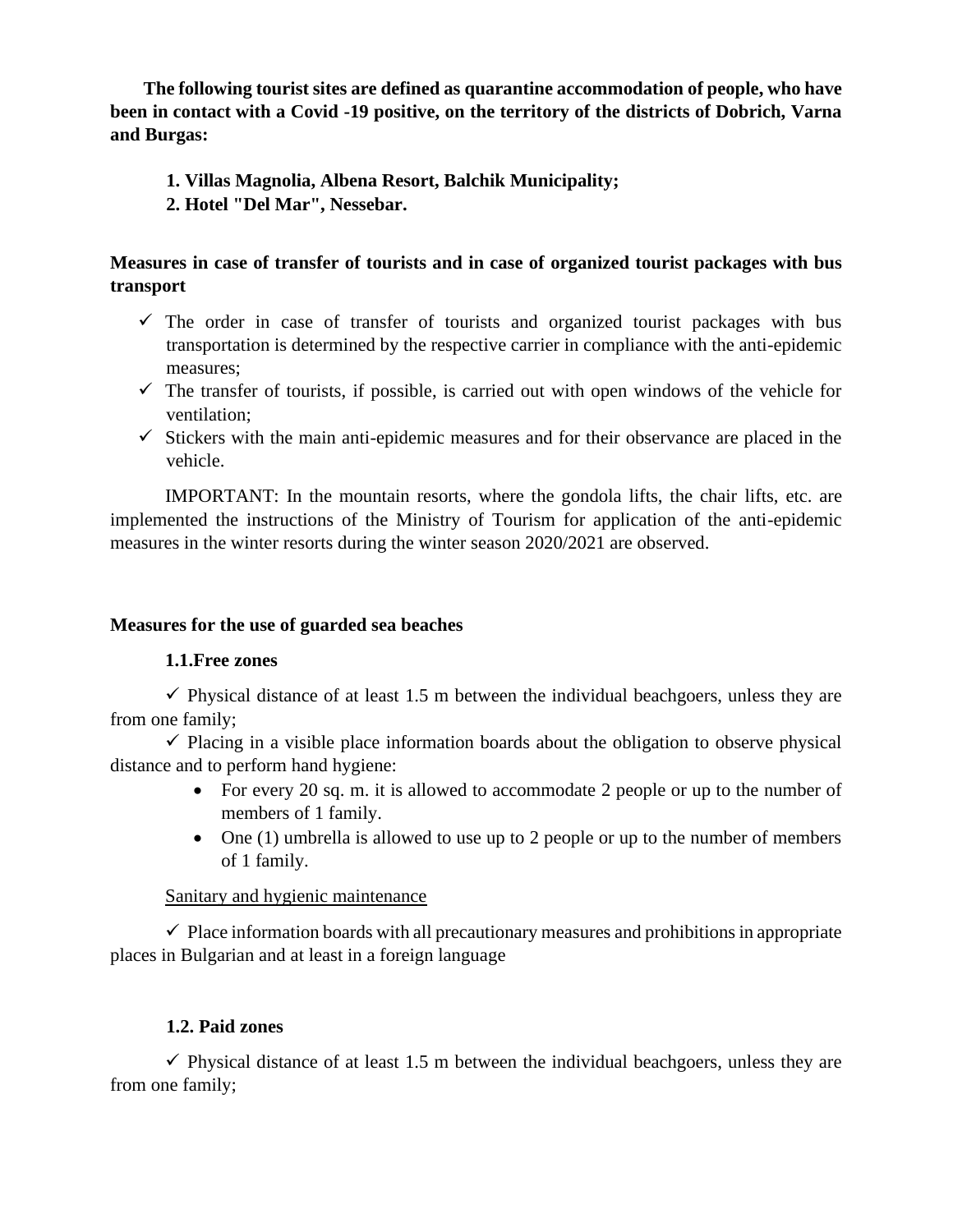**The following tourist sites are defined as quarantine accommodation of people, who have been in contact with a Covid -19 positive, on the territory of the districts of Dobrich, Varna and Burgas:**

**1. Villas Magnolia, Albena Resort, Balchik Municipality;**
**2. Hotel "Del Mar", Nessebar.**

**Measures in case of transfer of tourists and in case of organized tourist packages with bus transport**

- ✓ The order in case of transfer of tourists and organized tourist packages with bus transportation is determined by the respective carrier in compliance with the anti-epidemic measures;
- ✓ The transfer of tourists, if possible, is carried out with open windows of the vehicle for ventilation;
- ✓ Stickers with the main anti-epidemic measures and for their observance are placed in the vehicle.

IMPORTANT: In the mountain resorts, where the gondola lifts, the chair lifts, etc. are implemented the instructions of the Ministry of Tourism for application of the anti-epidemic measures in the winter resorts during the winter season 2020/2021 are observed.

**Measures for the use of guarded sea beaches**

**1.1.Free zones**

✓ Physical distance of at least 1.5 m between the individual beachgoers, unless they are from one family;

✓ Placing in a visible place information boards about the obligation to observe physical distance and to perform hand hygiene:

- For every 20 sq. m. it is allowed to accommodate 2 people or up to the number of members of 1 family.
- One (1) umbrella is allowed to use up to 2 people or up to the number of members of 1 family.

<u>Sanitary and hygienic maintenance</u>

✓ Place information boards with all precautionary measures and prohibitions in appropriate places in Bulgarian and at least in a foreign language

**1.2. Paid zones**

✓ Physical distance of at least 1.5 m between the individual beachgoers, unless they are from one family;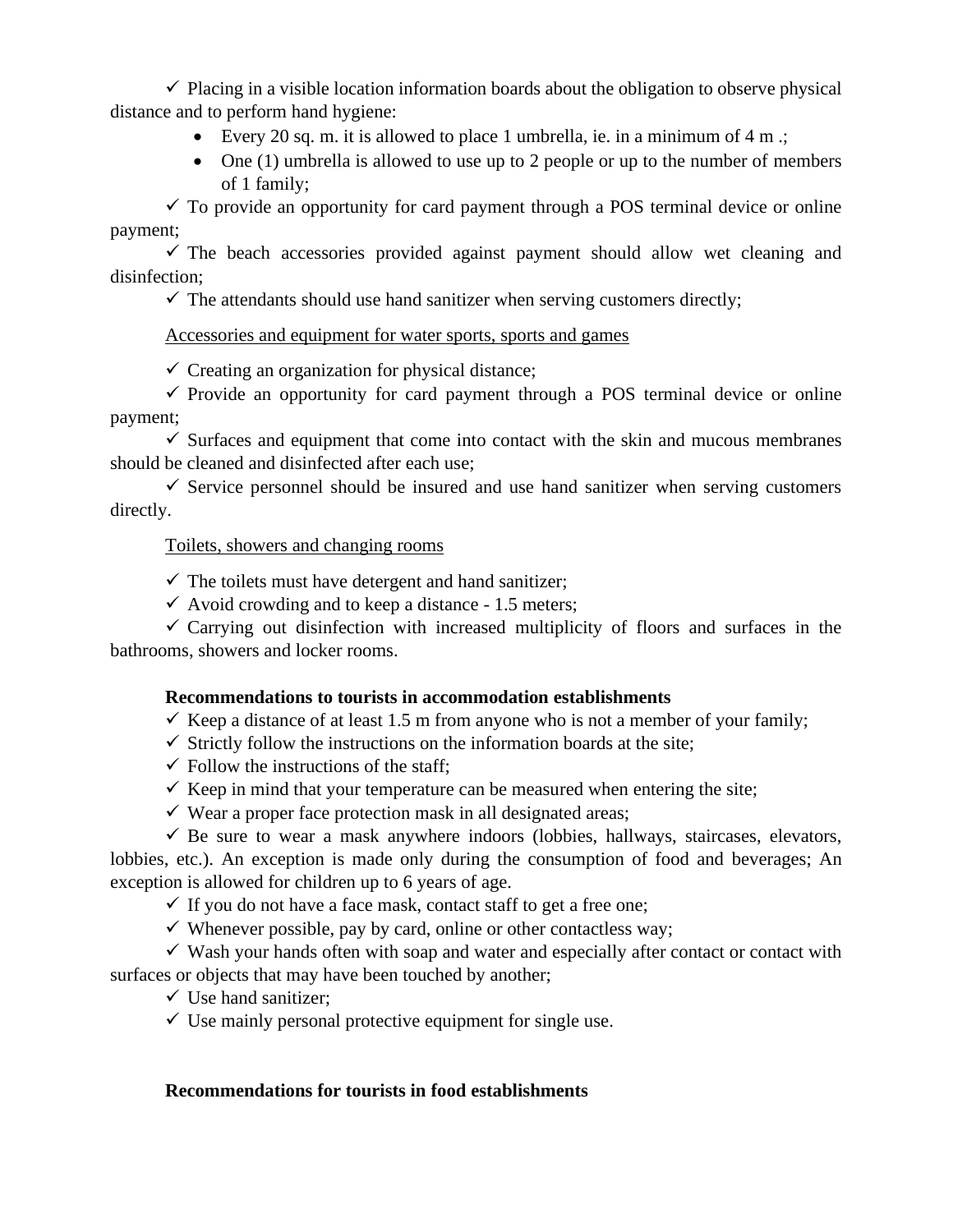✓ Placing in a visible location information boards about the obligation to observe physical distance and to perform hand hygiene:

- Every 20 sq. m. it is allowed to place 1 umbrella, ie. in a minimum of 4 m .;
- One (1) umbrella is allowed to use up to 2 people or up to the number of members of 1 family;

✓ To provide an opportunity for card payment through a POS terminal device or online payment;

✓ The beach accessories provided against payment should allow wet cleaning and disinfection;

✓ The attendants should use hand sanitizer when serving customers directly;

<u>Accessories and equipment for water sports, sports and games</u>

✓ Creating an organization for physical distance;

✓ Provide an opportunity for card payment through a POS terminal device or online payment;

✓ Surfaces and equipment that come into contact with the skin and mucous membranes should be cleaned and disinfected after each use;

✓ Service personnel should be insured and use hand sanitizer when serving customers directly.

<u>Toilets, showers and changing rooms</u>

✓ The toilets must have detergent and hand sanitizer;

✓ Avoid crowding and to keep a distance - 1.5 meters;

✓ Carrying out disinfection with increased multiplicity of floors and surfaces in the bathrooms, showers and locker rooms.

**Recommendations to tourists in accommodation establishments**

✓ Keep a distance of at least 1.5 m from anyone who is not a member of your family;

✓ Strictly follow the instructions on the information boards at the site;

✓ Follow the instructions of the staff;

✓ Keep in mind that your temperature can be measured when entering the site;

✓ Wear a proper face protection mask in all designated areas;

✓ Be sure to wear a mask anywhere indoors (lobbies, hallways, staircases, elevators, lobbies, etc.). An exception is made only during the consumption of food and beverages; An exception is allowed for children up to 6 years of age.

✓ If you do not have a face mask, contact staff to get a free one;

✓ Whenever possible, pay by card, online or other contactless way;

✓ Wash your hands often with soap and water and especially after contact or contact with surfaces or objects that may have been touched by another;

✓ Use hand sanitizer;

✓ Use mainly personal protective equipment for single use.

**Recommendations for tourists in food establishments**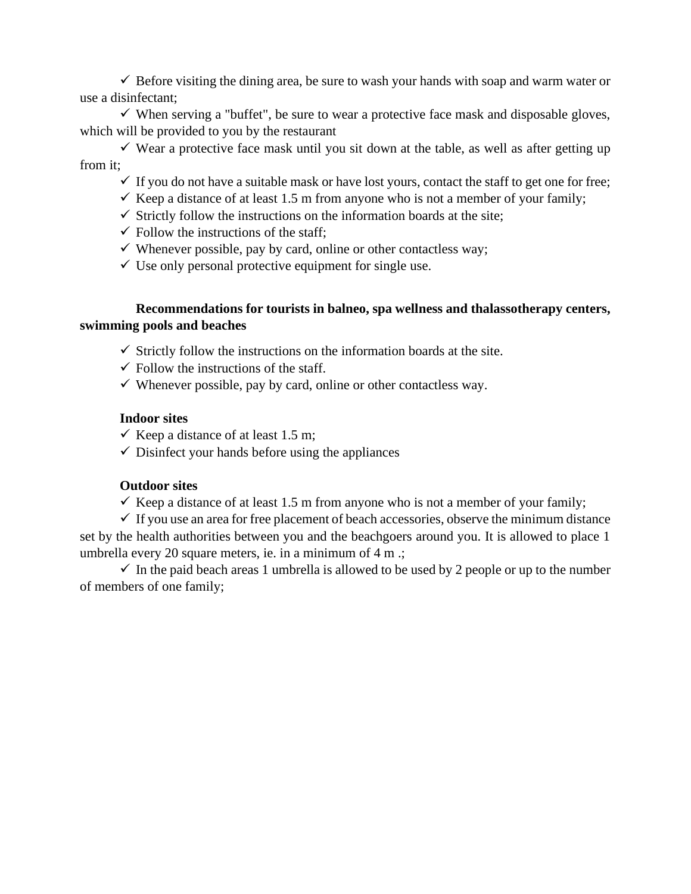- ✓ Before visiting the dining area, be sure to wash your hands with soap and warm water or use a disinfectant;
- ✓ When serving a "buffet", be sure to wear a protective face mask and disposable gloves, which will be provided to you by the restaurant
- ✓ Wear a protective face mask until you sit down at the table, as well as after getting up from it;
- ✓ If you do not have a suitable mask or have lost yours, contact the staff to get one for free;
- ✓ Keep a distance of at least 1.5 m from anyone who is not a member of your family;
- ✓ Strictly follow the instructions on the information boards at the site;
- ✓ Follow the instructions of the staff;
- ✓ Whenever possible, pay by card, online or other contactless way;
- ✓ Use only personal protective equipment for single use.

**Recommendations for tourists in balneo, spa wellness and thalassotherapy centers, swimming pools and beaches**

- ✓ Strictly follow the instructions on the information boards at the site.
- ✓ Follow the instructions of the staff.
- ✓ Whenever possible, pay by card, online or other contactless way.

**Indoor sites**

- ✓ Keep a distance of at least 1.5 m;
- ✓ Disinfect your hands before using the appliances

**Outdoor sites**

- ✓ Keep a distance of at least 1.5 m from anyone who is not a member of your family;
- ✓ If you use an area for free placement of beach accessories, observe the minimum distance set by the health authorities between you and the beachgoers around you. It is allowed to place 1 umbrella every 20 square meters, ie. in a minimum of 4 m .;
- ✓ In the paid beach areas 1 umbrella is allowed to be used by 2 people or up to the number of members of one family;